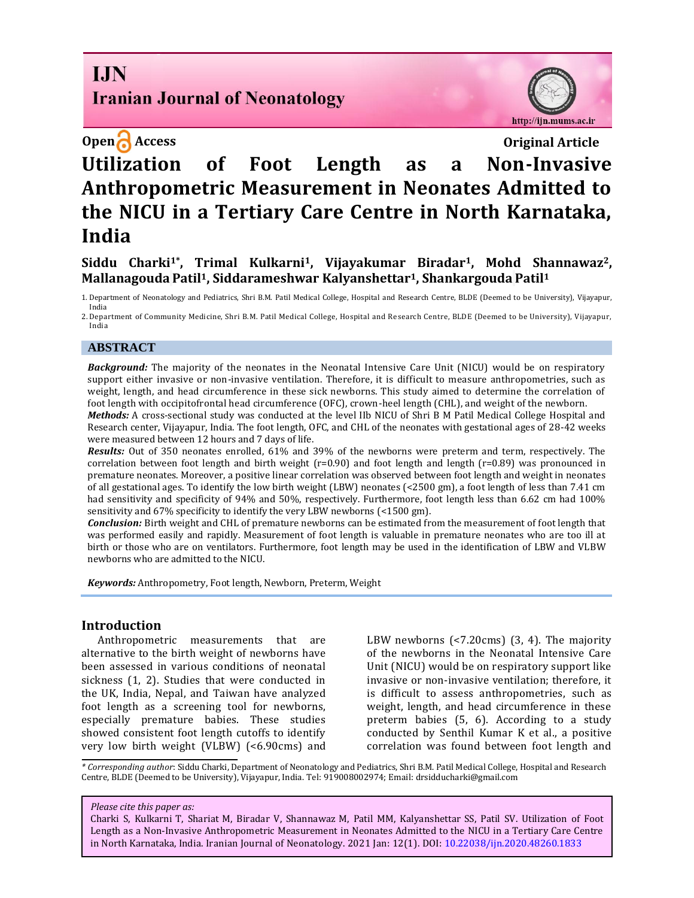IJN

Iranian Journal of Neonatology

http://ijn.mums.ac.ir

Open Access

Original Article

# Utilization of Foot Length as a Non-Invasive Anthropometric Measurement in Neonates Admitted to the NICU in a Tertiary Care Centre in North Karnataka, India

**Siddu Charki[1*], Trimal Kulkarni[1], Vijayakumar Biradar[1], Mohd Shannawaz[2], Mallanagouda Patil[1], Siddarameshwar Kalyanshettar[1], Shankargouda Patil[1]**

1. Department of Neonatology and Pediatrics, Shri B.M. Patil Medical College, Hospital and Research Centre, BLDE (Deemed to be University), Vijayapur, India
2. Department of Community Medicine, Shri B.M. Patil Medical College, Hospital and Research Centre, BLDE (Deemed to be University), Vijayapur, India

## ABSTRACT

***Background:*** The majority of the neonates in the Neonatal Intensive Care Unit (NICU) would be on respiratory support either invasive or non-invasive ventilation. Therefore, it is difficult to measure anthropometries, such as weight, length, and head circumference in these sick newborns. This study aimed to determine the correlation of foot length with occipitofrontal head circumference (OFC), crown-heel length (CHL), and weight of the newborn.

***Methods:*** A cross-sectional study was conducted at the level IIb NICU of Shri B M Patil Medical College Hospital and Research center, Vijayapur, India. The foot length, OFC, and CHL of the neonates with gestational ages of 28-42 weeks were measured between 12 hours and 7 days of life.

***Results:*** Out of 350 neonates enrolled, 61% and 39% of the newborns were preterm and term, respectively. The correlation between foot length and birth weight (r=0.90) and foot length and length (r=0.89) was pronounced in premature neonates. Moreover, a positive linear correlation was observed between foot length and weight in neonates of all gestational ages. To identify the low birth weight (LBW) neonates (<2500 gm), a foot length of less than 7.41 cm had sensitivity and specificity of 94% and 50%, respectively. Furthermore, foot length less than 6.62 cm had 100% sensitivity and 67% specificity to identify the very LBW newborns (<1500 gm).

***Conclusion:*** Birth weight and CHL of premature newborns can be estimated from the measurement of foot length that was performed easily and rapidly. Measurement of foot length is valuable in premature neonates who are too ill at birth or those who are on ventilators. Furthermore, foot length may be used in the identification of LBW and VLBW newborns who are admitted to the NICU.

***Keywords:*** Anthropometry, Foot length, Newborn, Preterm, Weight

## Introduction

Anthropometric measurements that are alternative to the birth weight of newborns have been assessed in various conditions of neonatal sickness (1, 2). Studies that were conducted in the UK, India, Nepal, and Taiwan have analyzed foot length as a screening tool for newborns, especially premature babies. These studies showed consistent foot length cutoffs to identify very low birth weight (VLBW) (<6.90cms) and LBW newborns (<7.20cms) (3, 4). The majority of the newborns in the Neonatal Intensive Care Unit (NICU) would be on respiratory support like invasive or non-invasive ventilation; therefore, it is difficult to assess anthropometries, such as weight, length, and head circumference in these preterm babies (5, 6). According to a study conducted by Senthil Kumar K et al., a positive correlation was found between foot length and

*\* Corresponding author*: Siddu Charki, Department of Neonatology and Pediatrics, Shri B.M. Patil Medical College, Hospital and Research Centre, BLDE (Deemed to be University), Vijayapur, India. Tel: 919008002974; Email: drsidducharki@gmail.com

*Please cite this paper as:*
Charki S, Kulkarni T, Shariat M, Biradar V, Shannawaz M, Patil MM, Kalyanshettar SS, Patil SV. Utilization of Foot Length as a Non-Invasive Anthropometric Measurement in Neonates Admitted to the NICU in a Tertiary Care Centre in North Karnataka, India. Iranian Journal of Neonatology. 2021 Jan: 12(1). DOI: 10.22038/ijn.2020.48260.1833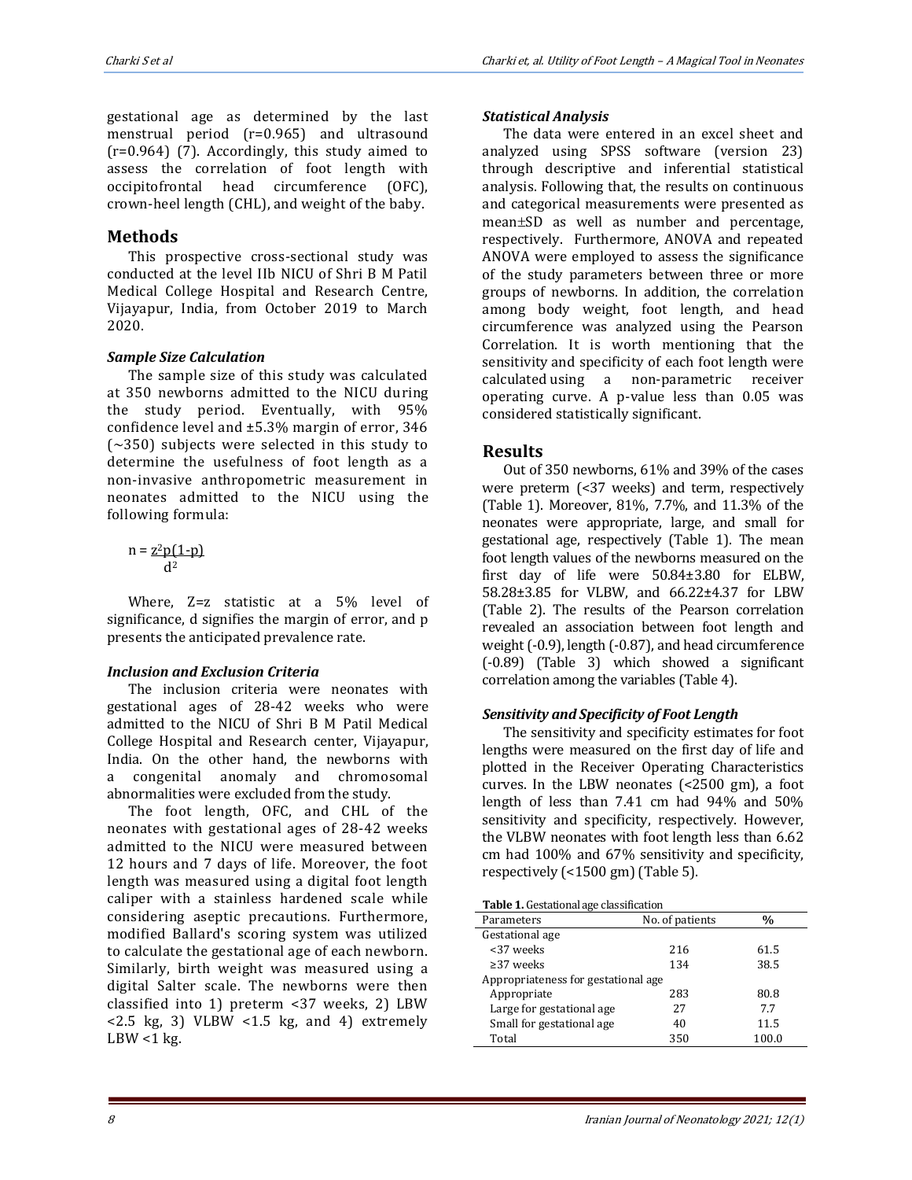gestational age as determined by the last menstrual period (r=0.965) and ultrasound (r=0.964) (7). Accordingly, this study aimed to assess the correlation of foot length with occipitofrontal head circumference (OFC), crown-heel length (CHL), and weight of the baby.

## Methods

This prospective cross-sectional study was conducted at the level IIb NICU of Shri B M Patil Medical College Hospital and Research Centre, Vijayapur, India, from October 2019 to March 2020.

### *Sample Size Calculation*

The sample size of this study was calculated at 350 newborns admitted to the NICU during the study period. Eventually, with 95% confidence level and ±5.3% margin of error, 346 (~350) subjects were selected in this study to determine the usefulness of foot length as a non-invasive anthropometric measurement in neonates admitted to the NICU using the following formula:

$$n = \frac{z^2 p(1-p)}{d^2}$$

Where, Z=z statistic at a 5% level of significance, d signifies the margin of error, and p presents the anticipated prevalence rate.

### *Inclusion and Exclusion Criteria*

The inclusion criteria were neonates with gestational ages of 28-42 weeks who were admitted to the NICU of Shri B M Patil Medical College Hospital and Research center, Vijayapur, India. On the other hand, the newborns with a congenital anomaly and chromosomal abnormalities were excluded from the study.

The foot length, OFC, and CHL of the neonates with gestational ages of 28-42 weeks admitted to the NICU were measured between 12 hours and 7 days of life. Moreover, the foot length was measured using a digital foot length caliper with a stainless hardened scale while considering aseptic precautions. Furthermore, modified Ballard's scoring system was utilized to calculate the gestational age of each newborn. Similarly, birth weight was measured using a digital Salter scale. The newborns were then classified into 1) preterm <37 weeks, 2) LBW <2.5 kg, 3) VLBW <1.5 kg, and 4) extremely LBW <1 kg.

### *Statistical Analysis*

The data were entered in an excel sheet and analyzed using SPSS software (version 23) through descriptive and inferential statistical analysis. Following that, the results on continuous and categorical measurements were presented as mean±SD as well as number and percentage, respectively. Furthermore, ANOVA and repeated ANOVA were employed to assess the significance of the study parameters between three or more groups of newborns. In addition, the correlation among body weight, foot length, and head circumference was analyzed using the Pearson Correlation. It is worth mentioning that the sensitivity and specificity of each foot length were calculated using a non-parametric receiver operating curve. A p-value less than 0.05 was considered statistically significant.

## Results

Out of 350 newborns, 61% and 39% of the cases were preterm (<37 weeks) and term, respectively (Table 1). Moreover, 81%, 7.7%, and 11.3% of the neonates were appropriate, large, and small for gestational age, respectively (Table 1). The mean foot length values of the newborns measured on the first day of life were 50.84±3.80 for ELBW, 58.28±3.85 for VLBW, and 66.22±4.37 for LBW (Table 2). The results of the Pearson correlation revealed an association between foot length and weight (-0.9), length (-0.87), and head circumference (-0.89) (Table 3) which showed a significant correlation among the variables (Table 4).

### *Sensitivity and Specificity of Foot Length*

The sensitivity and specificity estimates for foot lengths were measured on the first day of life and plotted in the Receiver Operating Characteristics curves. In the LBW neonates (<2500 gm), a foot length of less than 7.41 cm had 94% and 50% sensitivity and specificity, respectively. However, the VLBW neonates with foot length less than 6.62 cm had 100% and 67% sensitivity and specificity, respectively (<1500 gm) (Table 5).

**Table 1.** Gestational age classification

| Parameters | No. of patients | % |
|---|---|---|
| Gestational age | | |
| <37 weeks | 216 | 61.5 |
| ≥37 weeks | 134 | 38.5 |
| Appropriateness for gestational age | | |
| Appropriate | 283 | 80.8 |
| Large for gestational age | 27 | 7.7 |
| Small for gestational age | 40 | 11.5 |
| Total | 350 | 100.0 |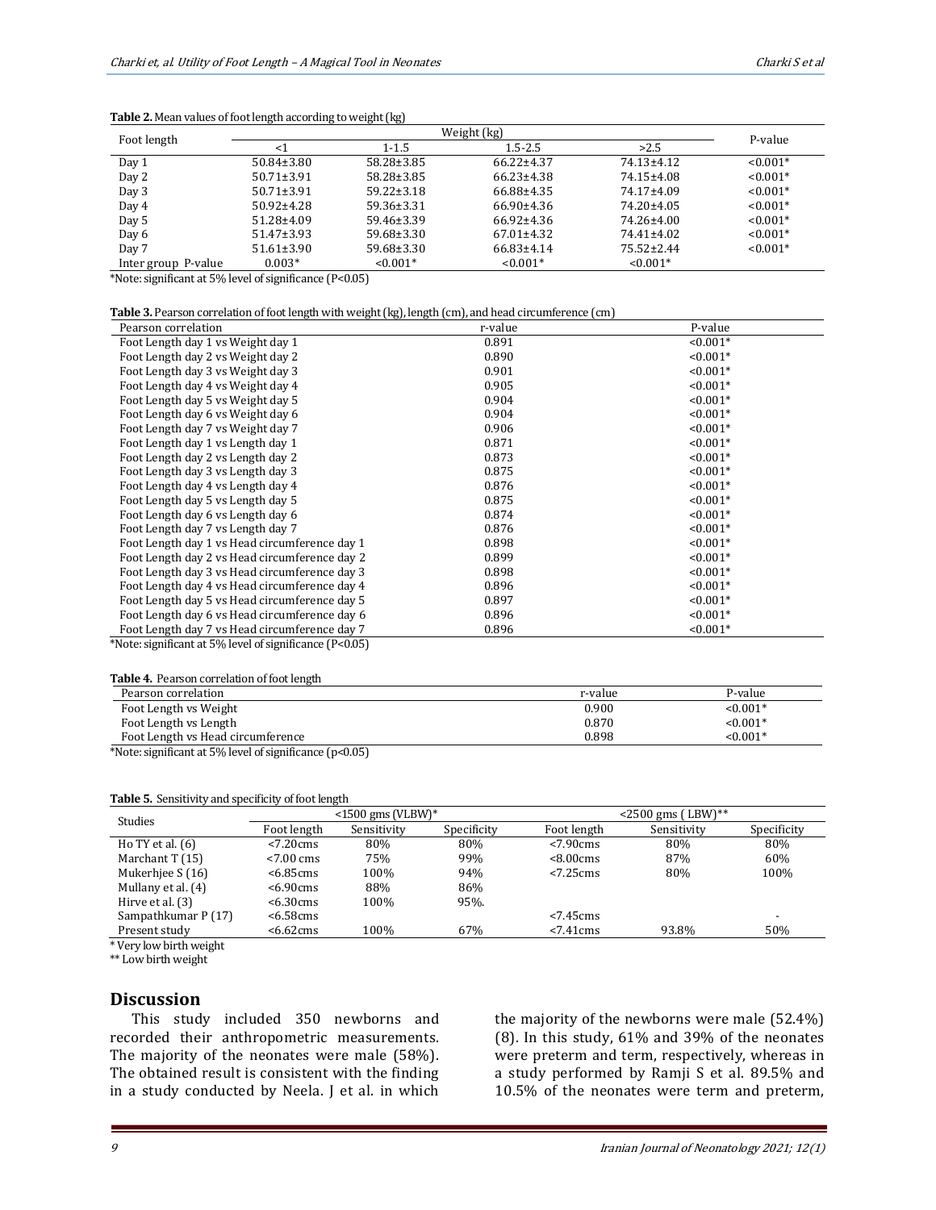**Table 2.** Mean values of foot length according to weight (kg)

| Foot length | Weight (kg) | | | | P-value |
|---|---|---|---|---|---|
| | <1 | 1-1.5 | 1.5-2.5 | >2.5 | |
| Day 1 | 50.84±3.80 | 58.28±3.85 | 66.22±4.37 | 74.13±4.12 | <0.001* |
| Day 2 | 50.71±3.91 | 58.28±3.85 | 66.23±4.38 | 74.15±4.08 | <0.001* |
| Day 3 | 50.71±3.91 | 59.22±3.18 | 66.88±4.35 | 74.17±4.09 | <0.001* |
| Day 4 | 50.92±4.28 | 59.36±3.31 | 66.90±4.36 | 74.20±4.05 | <0.001* |
| Day 5 | 51.28±4.09 | 59.46±3.39 | 66.92±4.36 | 74.26±4.00 | <0.001* |
| Day 6 | 51.47±3.93 | 59.68±3.30 | 67.01±4.32 | 74.41±4.02 | <0.001* |
| Day 7 | 51.61±3.90 | 59.68±3.30 | 66.83±4.14 | 75.52±2.44 | <0.001* |
| Inter group P-value | 0.003* | <0.001* | <0.001* | <0.001* | |

*Note: significant at 5% level of significance (P<0.05)

**Table 3.** Pearson correlation of foot length with weight (kg), length (cm), and head circumference (cm)

| Pearson correlation | r-value | P-value |
|---|---|---|
| Foot Length day 1 vs Weight day 1 | 0.891 | <0.001* |
| Foot Length day 2 vs Weight day 2 | 0.890 | <0.001* |
| Foot Length day 3 vs Weight day 3 | 0.901 | <0.001* |
| Foot Length day 4 vs Weight day 4 | 0.905 | <0.001* |
| Foot Length day 5 vs Weight day 5 | 0.904 | <0.001* |
| Foot Length day 6 vs Weight day 6 | 0.904 | <0.001* |
| Foot Length day 7 vs Weight day 7 | 0.906 | <0.001* |
| Foot Length day 1 vs Length day 1 | 0.871 | <0.001* |
| Foot Length day 2 vs Length day 2 | 0.873 | <0.001* |
| Foot Length day 3 vs Length day 3 | 0.875 | <0.001* |
| Foot Length day 4 vs Length day 4 | 0.876 | <0.001* |
| Foot Length day 5 vs Length day 5 | 0.875 | <0.001* |
| Foot Length day 6 vs Length day 6 | 0.874 | <0.001* |
| Foot Length day 7 vs Length day 7 | 0.876 | <0.001* |
| Foot Length day 1 vs Head circumference day 1 | 0.898 | <0.001* |
| Foot Length day 2 vs Head circumference day 2 | 0.899 | <0.001* |
| Foot Length day 3 vs Head circumference day 3 | 0.898 | <0.001* |
| Foot Length day 4 vs Head circumference day 4 | 0.896 | <0.001* |
| Foot Length day 5 vs Head circumference day 5 | 0.897 | <0.001* |
| Foot Length day 6 vs Head circumference day 6 | 0.896 | <0.001* |
| Foot Length day 7 vs Head circumference day 7 | 0.896 | <0.001* |

*Note: significant at 5% level of significance (P<0.05)

**Table 4.** Pearson correlation of foot length

| Pearson correlation | r-value | P-value |
|---|---|---|
| Foot Length vs Weight | 0.900 | <0.001* |
| Foot Length vs Length | 0.870 | <0.001* |
| Foot Length vs Head circumference | 0.898 | <0.001* |

*Note: significant at 5% level of significance (p<0.05)

**Table 5.** Sensitivity and specificity of foot length

| Studies | <1500 gms (VLBW)* | | | <2500 gms ( LBW)** | | |
|---|---|---|---|---|---|---|
| | Foot length | Sensitivity | Specificity | Foot length | Sensitivity | Specificity |
| Ho TY et al. (6) | <7.20cms | 80% | 80% | <7.90cms | 80% | 80% |
| Marchant T (15) | <7.00 cms | 75% | 99% | <8.00cms | 87% | 60% |
| Mukerhjee S (16) | <6.85cms | 100% | 94% | <7.25cms | 80% | 100% |
| Mullany et al. (4) | <6.90cms | 88% | 86% | | | |
| Hirve et al. (3) | <6.30cms | 100% | 95%. | | | |
| Sampathkumar P (17) | <6.58cms | | | <7.45cms | | - |
| Present study | <6.62cms | 100% | 67% | <7.41cms | 93.8% | 50% |

* Very low birth weight
** Low birth weight

## Discussion

This study included 350 newborns and recorded their anthropometric measurements. The majority of the neonates were male (58%). The obtained result is consistent with the finding in a study conducted by Neela. J et al. in which the majority of the newborns were male (52.4%) (8). In this study, 61% and 39% of the neonates were preterm and term, respectively, whereas in a study performed by Ramji S et al. 89.5% and 10.5% of the neonates were term and preterm,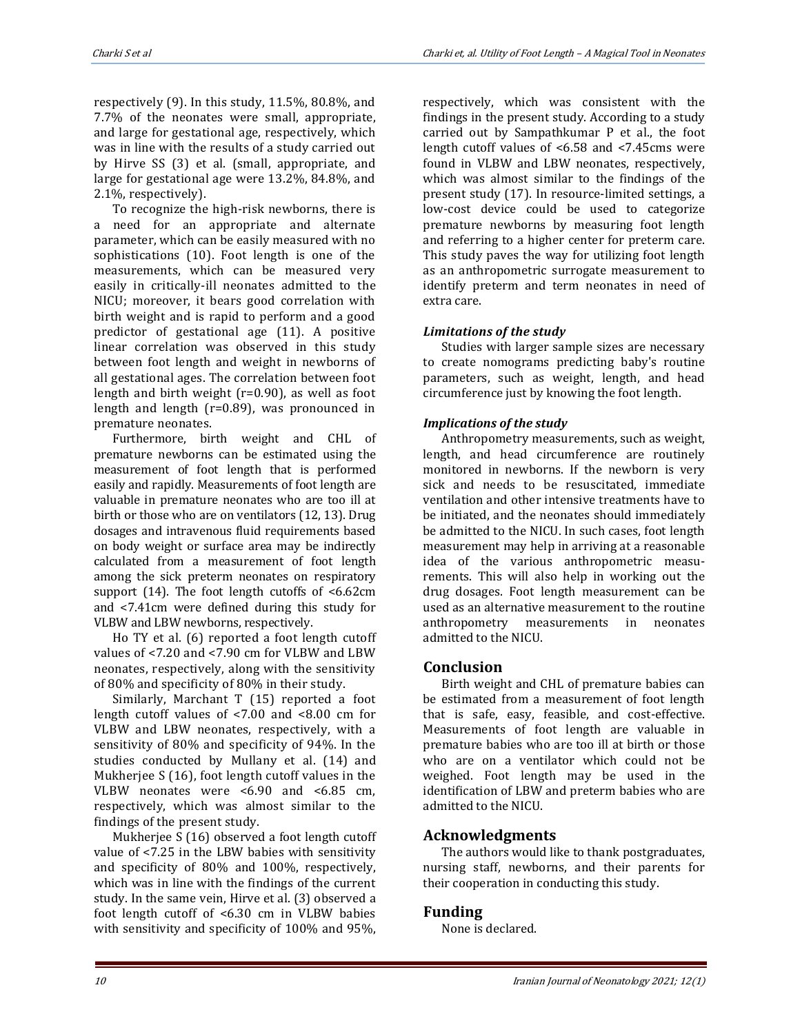respectively (9). In this study, 11.5%, 80.8%, and 7.7% of the neonates were small, appropriate, and large for gestational age, respectively, which was in line with the results of a study carried out by Hirve SS (3) et al. (small, appropriate, and large for gestational age were 13.2%, 84.8%, and 2.1%, respectively).

To recognize the high-risk newborns, there is a need for an appropriate and alternate parameter, which can be easily measured with no sophistications (10). Foot length is one of the measurements, which can be measured very easily in critically-ill neonates admitted to the NICU; moreover, it bears good correlation with birth weight and is rapid to perform and a good predictor of gestational age (11). A positive linear correlation was observed in this study between foot length and weight in newborns of all gestational ages. The correlation between foot length and birth weight (r=0.90), as well as foot length and length (r=0.89), was pronounced in premature neonates.

Furthermore, birth weight and CHL of premature newborns can be estimated using the measurement of foot length that is performed easily and rapidly. Measurements of foot length are valuable in premature neonates who are too ill at birth or those who are on ventilators (12, 13). Drug dosages and intravenous fluid requirements based on body weight or surface area may be indirectly calculated from a measurement of foot length among the sick preterm neonates on respiratory support (14). The foot length cutoffs of <6.62cm and <7.41cm were defined during this study for VLBW and LBW newborns, respectively.

Ho TY et al. (6) reported a foot length cutoff values of <7.20 and <7.90 cm for VLBW and LBW neonates, respectively, along with the sensitivity of 80% and specificity of 80% in their study.

Similarly, Marchant T (15) reported a foot length cutoff values of <7.00 and <8.00 cm for VLBW and LBW neonates, respectively, with a sensitivity of 80% and specificity of 94%. In the studies conducted by Mullany et al. (14) and Mukherjee S (16), foot length cutoff values in the VLBW neonates were <6.90 and <6.85 cm, respectively, which was almost similar to the findings of the present study.

Mukherjee S (16) observed a foot length cutoff value of <7.25 in the LBW babies with sensitivity and specificity of 80% and 100%, respectively, which was in line with the findings of the current study. In the same vein, Hirve et al. (3) observed a foot length cutoff of <6.30 cm in VLBW babies with sensitivity and specificity of 100% and 95%, respectively, which was consistent with the findings in the present study. According to a study carried out by Sampathkumar P et al., the foot length cutoff values of <6.58 and <7.45cms were found in VLBW and LBW neonates, respectively, which was almost similar to the findings of the present study (17). In resource-limited settings, a low-cost device could be used to categorize premature newborns by measuring foot length and referring to a higher center for preterm care. This study paves the way for utilizing foot length as an anthropometric surrogate measurement to identify preterm and term neonates in need of extra care.

### *Limitations of the study*

Studies with larger sample sizes are necessary to create nomograms predicting baby's routine parameters, such as weight, length, and head circumference just by knowing the foot length.

### *Implications of the study*

Anthropometry measurements, such as weight, length, and head circumference are routinely monitored in newborns. If the newborn is very sick and needs to be resuscitated, immediate ventilation and other intensive treatments have to be initiated, and the neonates should immediately be admitted to the NICU. In such cases, foot length measurement may help in arriving at a reasonable idea of the various anthropometric measurements. This will also help in working out the drug dosages. Foot length measurement can be used as an alternative measurement to the routine anthropometry measurements in neonates admitted to the NICU.

## Conclusion

Birth weight and CHL of premature babies can be estimated from a measurement of foot length that is safe, easy, feasible, and cost-effective. Measurements of foot length are valuable in premature babies who are too ill at birth or those who are on a ventilator which could not be weighed. Foot length may be used in the identification of LBW and preterm babies who are admitted to the NICU.

## Acknowledgments

The authors would like to thank postgraduates, nursing staff, newborns, and their parents for their cooperation in conducting this study.

## Funding

None is declared.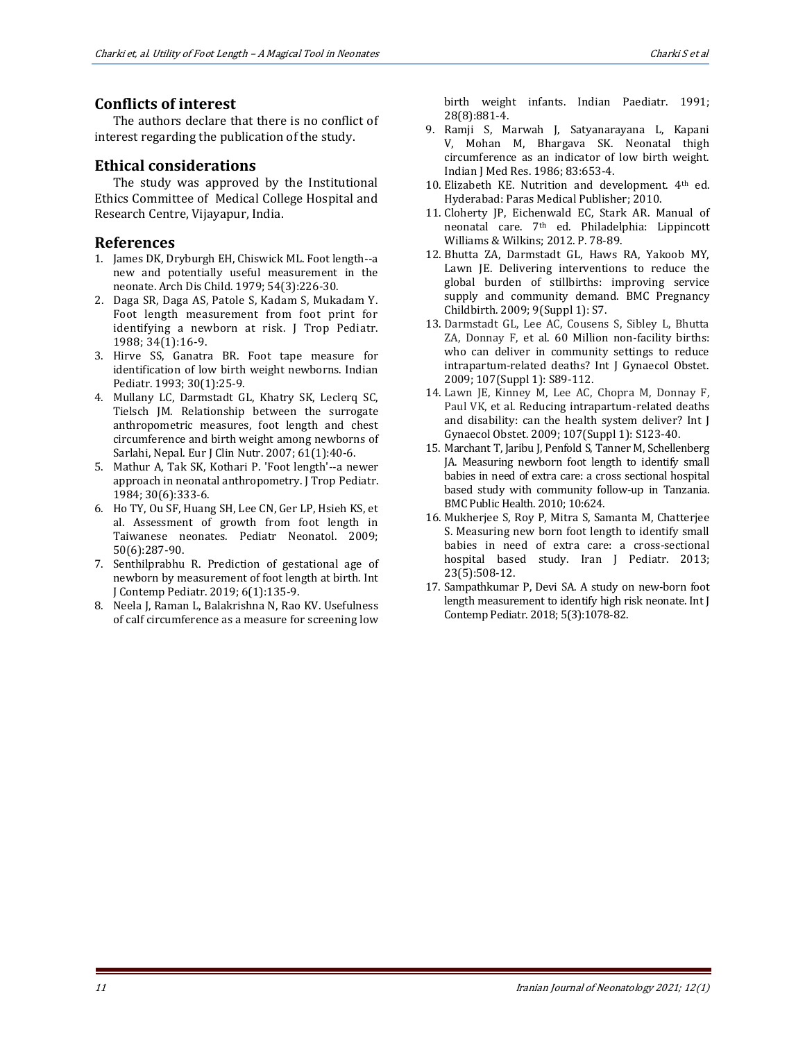## Conflicts of interest

The authors declare that there is no conflict of interest regarding the publication of the study.

## Ethical considerations

The study was approved by the Institutional Ethics Committee of Medical College Hospital and Research Centre, Vijayapur, India.

## References

1. James DK, Dryburgh EH, Chiswick ML. Foot length--a new and potentially useful measurement in the neonate. Arch Dis Child. 1979; 54(3):226-30.
2. Daga SR, Daga AS, Patole S, Kadam S, Mukadam Y. Foot length measurement from foot print for identifying a newborn at risk. J Trop Pediatr. 1988; 34(1):16-9.
3. Hirve SS, Ganatra BR. Foot tape measure for identification of low birth weight newborns. Indian Pediatr. 1993; 30(1):25-9.
4. Mullany LC, Darmstadt GL, Khatry SK, Leclerq SC, Tielsch JM. Relationship between the surrogate anthropometric measures, foot length and chest circumference and birth weight among newborns of Sarlahi, Nepal. Eur J Clin Nutr. 2007; 61(1):40-6.
5. Mathur A, Tak SK, Kothari P. 'Foot length'--a newer approach in neonatal anthropometry. J Trop Pediatr. 1984; 30(6):333-6.
6. Ho TY, Ou SF, Huang SH, Lee CN, Ger LP, Hsieh KS, et al. Assessment of growth from foot length in Taiwanese neonates. Pediatr Neonatol. 2009; 50(6):287-90.
7. Senthilprabhu R. Prediction of gestational age of newborn by measurement of foot length at birth. Int J Contemp Pediatr. 2019; 6(1):135-9.
8. Neela J, Raman L, Balakrishna N, Rao KV. Usefulness of calf circumference as a measure for screening low birth weight infants. Indian Paediatr. 1991; 28(8):881-4.
9. Ramji S, Marwah J, Satyanarayana L, Kapani V, Mohan M, Bhargava SK. Neonatal thigh circumference as an indicator of low birth weight. Indian J Med Res. 1986; 83:653-4.
10. Elizabeth KE. Nutrition and development. 4th ed. Hyderabad: Paras Medical Publisher; 2010.
11. Cloherty JP, Eichenwald EC, Stark AR. Manual of neonatal care. 7th ed. Philadelphia: Lippincott Williams & Wilkins; 2012. P. 78-89.
12. Bhutta ZA, Darmstadt GL, Haws RA, Yakoob MY, Lawn JE. Delivering interventions to reduce the global burden of stillbirths: improving service supply and community demand. BMC Pregnancy Childbirth. 2009; 9(Suppl 1): S7.
13. Darmstadt GL, Lee AC, Cousens S, Sibley L, Bhutta ZA, Donnay F, et al. 60 Million non-facility births: who can deliver in community settings to reduce intrapartum-related deaths? Int J Gynaecol Obstet. 2009; 107(Suppl 1): S89-112.
14. Lawn JE, Kinney M, Lee AC, Chopra M, Donnay F, Paul VK, et al. Reducing intrapartum-related deaths and disability: can the health system deliver? Int J Gynaecol Obstet. 2009; 107(Suppl 1): S123-40.
15. Marchant T, Jaribu J, Penfold S, Tanner M, Schellenberg JA. Measuring newborn foot length to identify small babies in need of extra care: a cross sectional hospital based study with community follow-up in Tanzania. BMC Public Health. 2010; 10:624.
16. Mukherjee S, Roy P, Mitra S, Samanta M, Chatterjee S. Measuring new born foot length to identify small babies in need of extra care: a cross-sectional hospital based study. Iran J Pediatr. 2013; 23(5):508-12.
17. Sampathkumar P, Devi SA. A study on new-born foot length measurement to identify high risk neonate. Int J Contemp Pediatr. 2018; 5(3):1078-82.